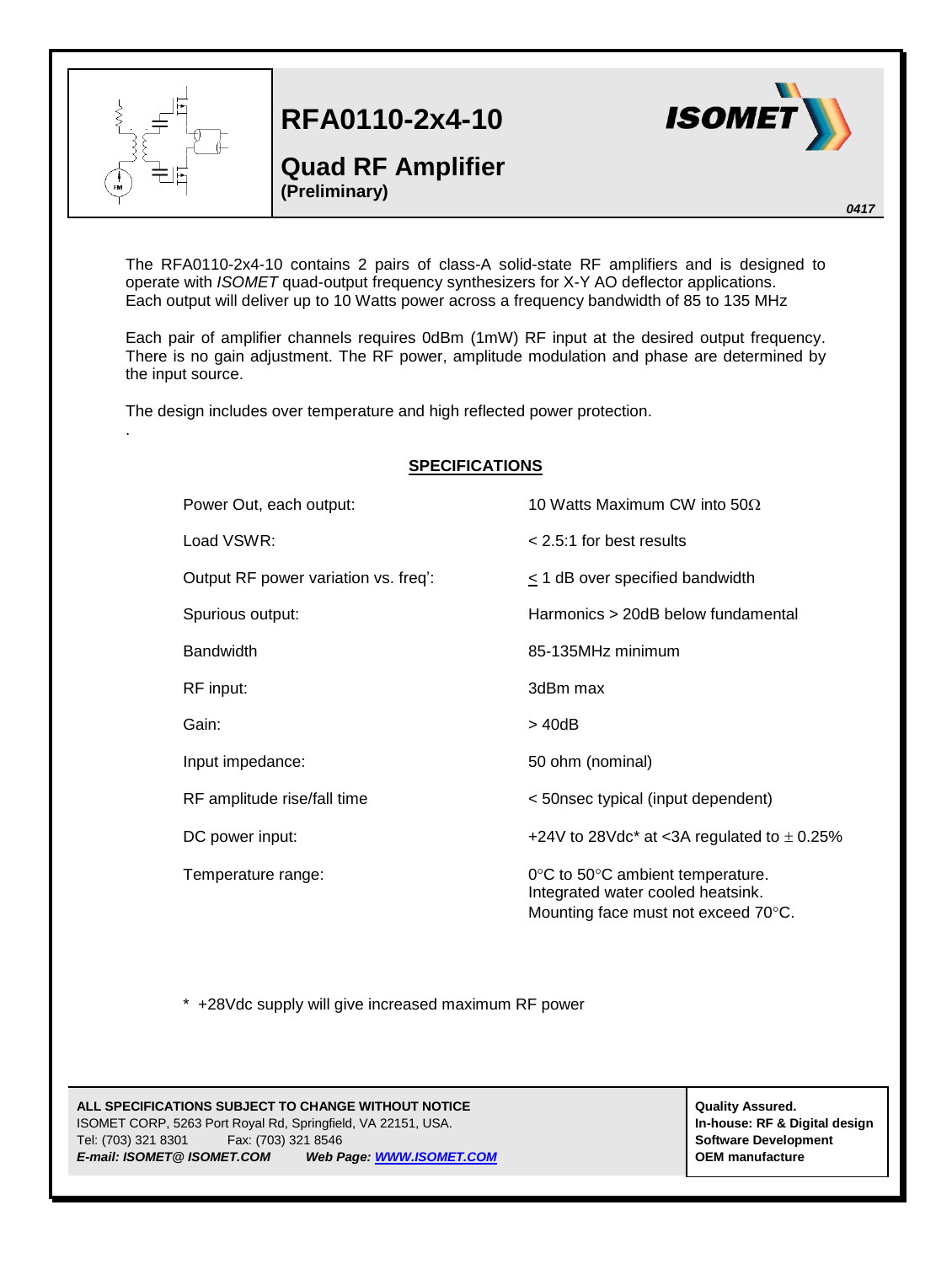# RFA0110-2x4-10

## Quad RF Amplifier

**(Preliminary)**

*0417*

The RFA0110-2x4-10 contains 2 pairs of class-A solid-state RF amplifiers and is designed to operate with *ISOMET* quad-output frequency synthesizers for X-Y AO deflector applications. Each output will deliver up to 10 Watts power across a frequency bandwidth of 85 to 135 MHz

Each pair of amplifier channels requires 0dBm (1mW) RF input at the desired output frequency. There is no gain adjustment. The RF power, amplitude modulation and phase are determined by the input source.

The design includes over temperature and high reflected power protection.

.

### SPECIFICATIONS

| | |
|---|---|
| Power Out, each output: | 10 Watts Maximum CW into 50Ω |
| Load VSWR: | < 2.5:1 for best results |
| Output RF power variation vs. freq': | ≤ 1 dB over specified bandwidth |
| Spurious output: | Harmonics > 20dB below fundamental |
| Bandwidth | 85-135MHz minimum |
| RF input: | 3dBm max |
| Gain: | > 40dB |
| Input impedance: | 50 ohm (nominal) |
| RF amplitude rise/fall time | < 50nsec typical (input dependent) |
| DC power input: | +24V to 28Vdc* at <3A regulated to ± 0.25% |
| Temperature range: | 0°C to 50°C ambient temperature.<br>Integrated water cooled heatsink.<br>Mounting face must not exceed 70°C. |

\* +28Vdc supply will give increased maximum RF power

**ALL SPECIFICATIONS SUBJECT TO CHANGE WITHOUT NOTICE**
ISOMET CORP, 5263 Port Royal Rd, Springfield, VA 22151, USA.
Tel: (703) 321 8301 Fax: (703) 321 8546
***E-mail: ISOMET@ ISOMET.COM Web Page: WWW.ISOMET.COM***

**Quality Assured.**
**In-house: RF & Digital design**
**Software Development**
**OEM manufacture**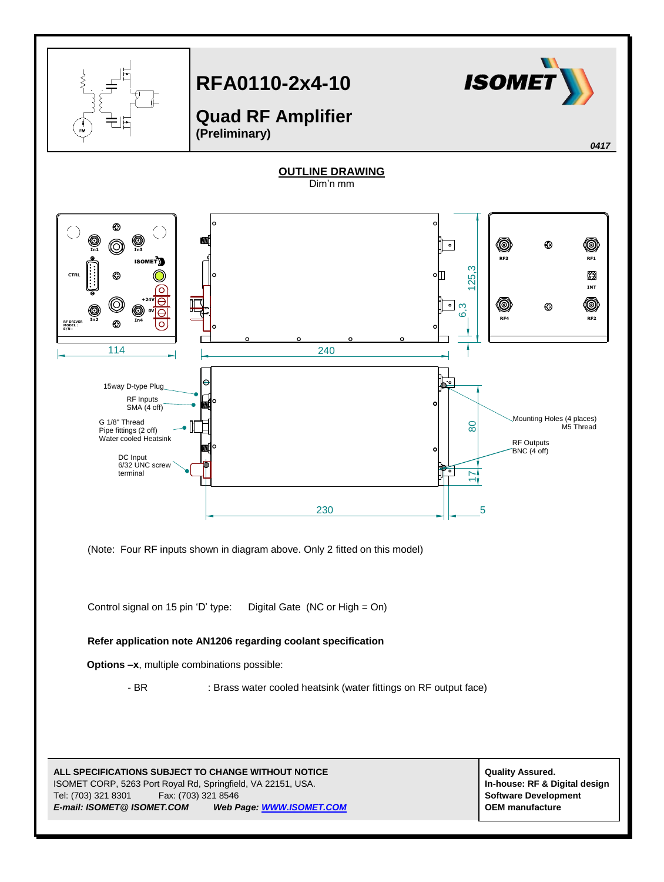# RFA0110-2x4-10

## Quad RF Amplifier
**(Preliminary)**

*0417*

**OUTLINE DRAWING**
Dim'n mm

In1
In3
ISOMET
CTRL
+24V
0V
In2
In4
RF DRIVER
MODEL :
S/N :
114
240
125,3
6,3
RF3
RF1
INT
RF4
RF2

15way D-type Plug
RF Inputs
SMA (4 off)
G 1/8" Thread
Pipe fittings (2 off)
Water cooled Heatsink
DC Input
6/32 UNC screw
terminal
Mounting Holes (4 places)
M5 Thread
RF Outputs
BNC (4 off)
80
17
230
5

(Note: Four RF inputs shown in diagram above. Only 2 fitted on this model)

Control signal on 15 pin 'D' type: Digital Gate (NC or High = On)

**Refer application note AN1206 regarding coolant specification**

**Options –x**, multiple combinations possible:

- BR : Brass water cooled heatsink (water fittings on RF output face)

**ALL SPECIFICATIONS SUBJECT TO CHANGE WITHOUT NOTICE**
ISOMET CORP, 5263 Port Royal Rd, Springfield, VA 22151, USA.
Tel: (703) 321 8301 Fax: (703) 321 8546
***E-mail: ISOMET@ ISOMET.COM Web Page: WWW.ISOMET.COM***

**Quality Assured.**
**In-house: RF & Digital design**
**Software Development**
**OEM manufacture**